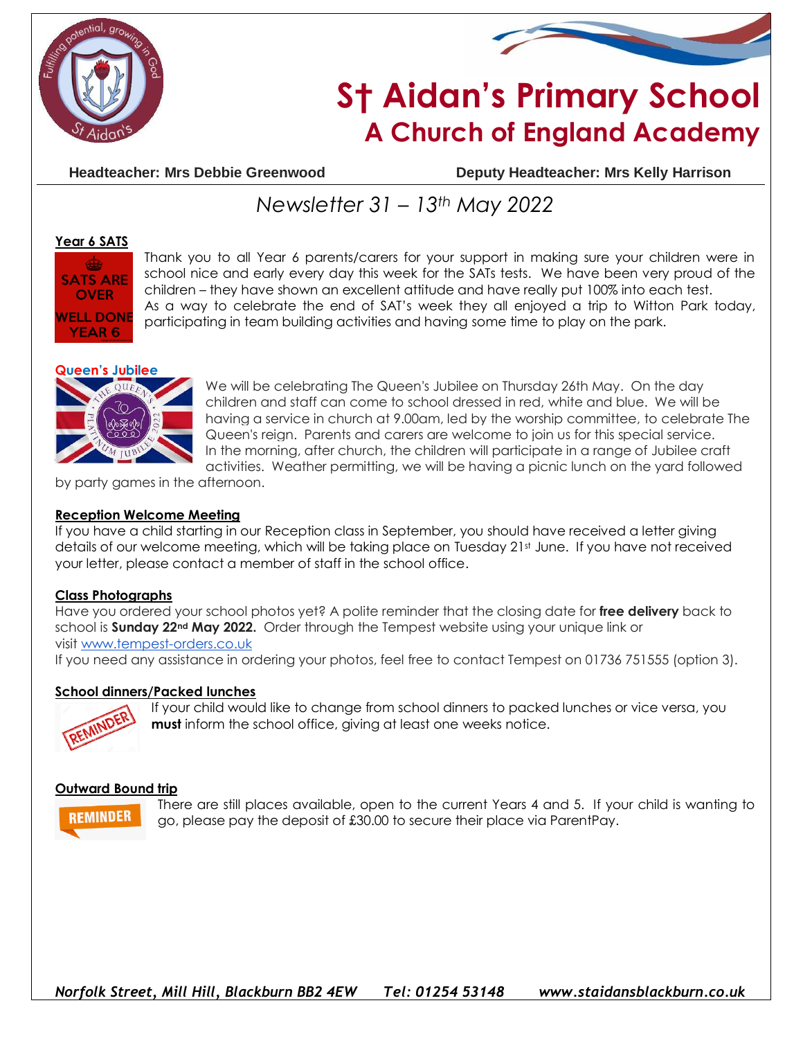# St Aidan's Primary School
## A Church of England Academy

**Headteacher: Mrs Debbie Greenwood** **Deputy Headteacher: Mrs Kelly Harrison**

*Newsletter 31 – 13th May 2022*

### Year 6 SATS

Thank you to all Year 6 parents/carers for your support in making sure your children were in school nice and early every day this week for the SATs tests. We have been very proud of the children – they have shown an excellent attitude and have really put 100% into each test.
As a way to celebrate the end of SAT's week they all enjoyed a trip to Witton Park today, participating in team building activities and having some time to play on the park.

### Queen's Jubilee

We will be celebrating The Queen's Jubilee on Thursday 26th May. On the day children and staff can come to school dressed in red, white and blue. We will be having a service in church at 9.00am, led by the worship committee, to celebrate The Queen's reign. Parents and carers are welcome to join us for this special service.
In the morning, after church, the children will participate in a range of Jubilee craft activities. Weather permitting, we will be having a picnic lunch on the yard followed by party games in the afternoon.

### Reception Welcome Meeting

If you have a child starting in our Reception class in September, you should have received a letter giving details of our welcome meeting, which will be taking place on Tuesday 21st June. If you have not received your letter, please contact a member of staff in the school office.

### Class Photographs

Have you ordered your school photos yet? A polite reminder that the closing date for **free delivery** back to school is **Sunday 22nd May 2022.** Order through the Tempest website using your unique link or visit www.tempest-orders.co.uk
If you need any assistance in ordering your photos, feel free to contact Tempest on 01736 751555 (option 3).

### School dinners/Packed lunches

If your child would like to change from school dinners to packed lunches or vice versa, you **must** inform the school office, giving at least one weeks notice.

### Outward Bound trip

There are still places available, open to the current Years 4 and 5. If your child is wanting to go, please pay the deposit of £30.00 to secure their place via ParentPay.

*Norfolk Street, Mill Hill, Blackburn BB2 4EW Tel: 01254 53148 www.staidansblackburn.co.uk*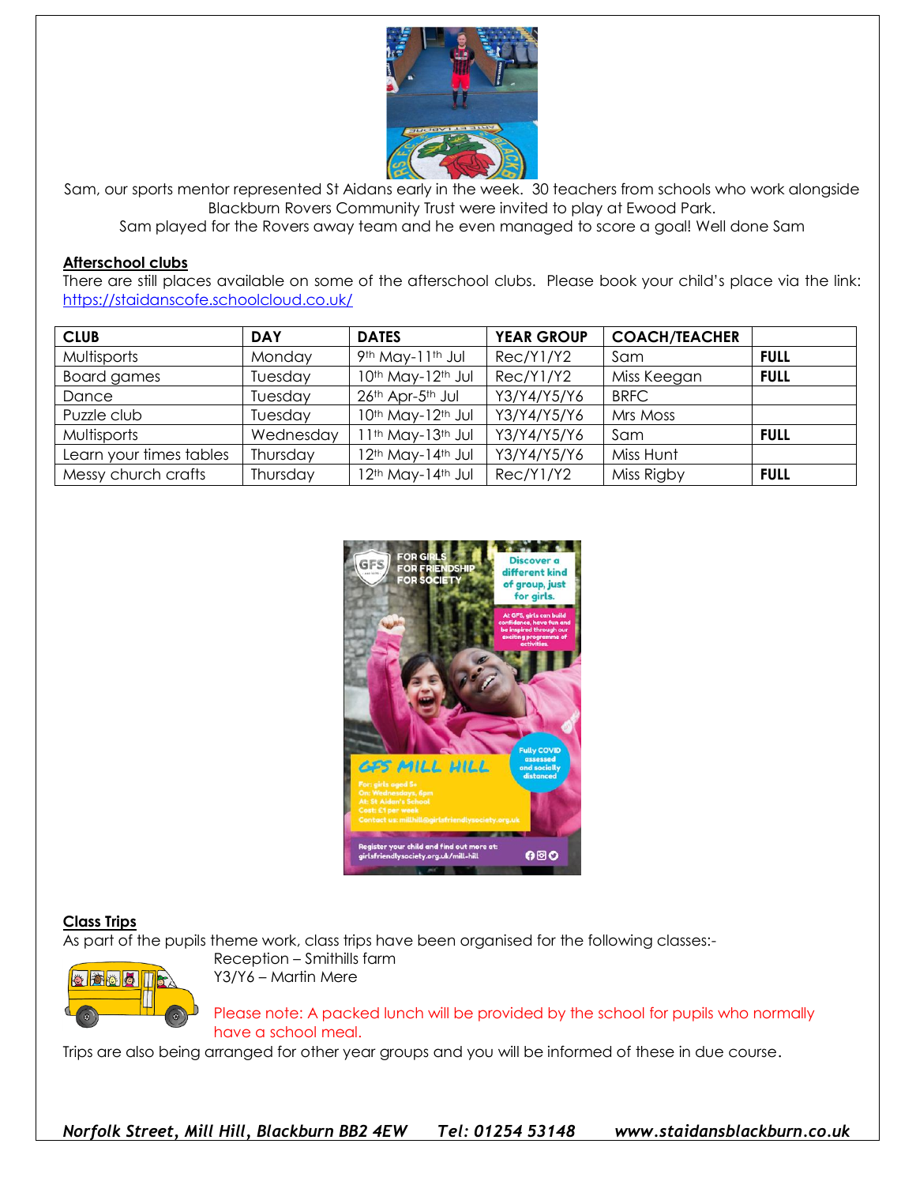Sam, our sports mentor represented St Aidans early in the week. 30 teachers from schools who work alongside Blackburn Rovers Community Trust were invited to play at Ewood Park.
Sam played for the Rovers away team and he even managed to score a goal! Well done Sam

**Afterschool clubs**

There are still places available on some of the afterschool clubs. Please book your child's place via the link: https://staidanscofe.schoolcloud.co.uk/

| CLUB | DAY | DATES | YEAR GROUP | COACH/TEACHER | |
|---|---|---|---|---|---|
| Multisports | Monday | 9th May-11th Jul | Rec/Y1/Y2 | Sam | **FULL** |
| Board games | Tuesday | 10th May-12th Jul | Rec/Y1/Y2 | Miss Keegan | **FULL** |
| Dance | Tuesday | 26th Apr-5th Jul | Y3/Y4/Y5/Y6 | BRFC | |
| Puzzle club | Tuesday | 10th May-12th Jul | Y3/Y4/Y5/Y6 | Mrs Moss | |
| Multisports | Wednesday | 11th May-13th Jul | Y3/Y4/Y5/Y6 | Sam | **FULL** |
| Learn your times tables | Thursday | 12th May-14th Jul | Y3/Y4/Y5/Y6 | Miss Hunt | |
| Messy church crafts | Thursday | 12th May-14th Jul | Rec/Y1/Y2 | Miss Rigby | **FULL** |

**Class Trips**

As part of the pupils theme work, class trips have been organised for the following classes:-

Reception – Smithills farm
Y3/Y6 – Martin Mere

Please note: A packed lunch will be provided by the school for pupils who normally have a school meal.

Trips are also being arranged for other year groups and you will be informed of these in due course.

*Norfolk Street, Mill Hill, Blackburn BB2 4EW Tel: 01254 53148 www.staidansblackburn.co.uk*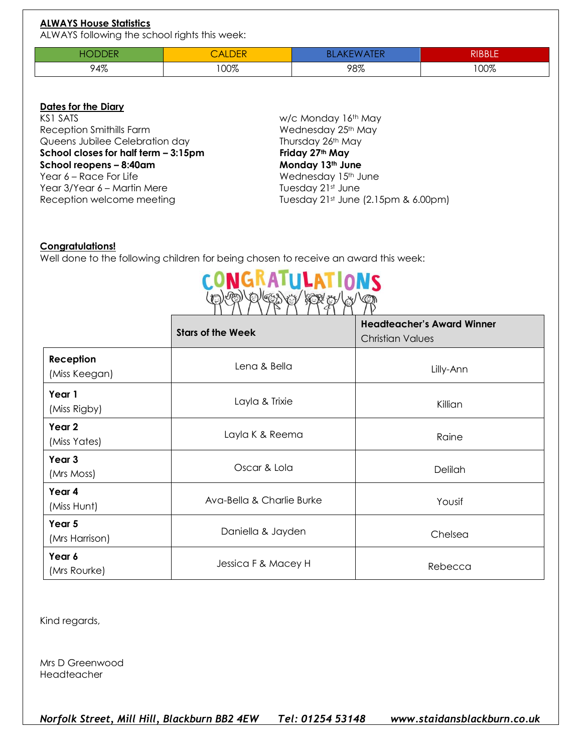**ALWAYS House Statistics**

ALWAYS following the school rights this week:

| HODDER | CALDER | BLAKEWATER | RIBBLE |
|---|---|---|---|
| 94% | 100% | 98% | 100% |

**Dates for the Diary**

| | |
|---|---|
| KS1 SATS | w/c Monday 16th May |
| Reception Smithills Farm | Wednesday 25th May |
| Queens Jubilee Celebration day | Thursday 26th May |
| **School closes for half term – 3:15pm** | **Friday 27th May** |
| **School reopens – 8:40am** | **Monday 13th June** |
| Year 6 – Race For Life | Wednesday 15th June |
| Year 3/Year 6 – Martin Mere | Tuesday 21st June |
| Reception welcome meeting | Tuesday 21st June (2.15pm & 6.00pm) |

**Congratulations!**

Well done to the following children for being chosen to receive an award this week:

CONGRATULATIONS

| | **Stars of the Week** | **Headteacher's Award Winner** Christian Values |
|---|---|---|
| **Reception** (Miss Keegan) | Lena & Bella | Lilly-Ann |
| **Year 1** (Miss Rigby) | Layla & Trixie | Killian |
| **Year 2** (Miss Yates) | Layla K & Reema | Raine |
| **Year 3** (Mrs Moss) | Oscar & Lola | Delilah |
| **Year 4** (Miss Hunt) | Ava-Bella & Charlie Burke | Yousif |
| **Year 5** (Mrs Harrison) | Daniella & Jayden | Chelsea |
| **Year 6** (Mrs Rourke) | Jessica F & Macey H | Rebecca |

Kind regards,

Mrs D Greenwood
Headteacher

*Norfolk Street, Mill Hill, Blackburn BB2 4EW Tel: 01254 53148 www.staidansblackburn.co.uk*